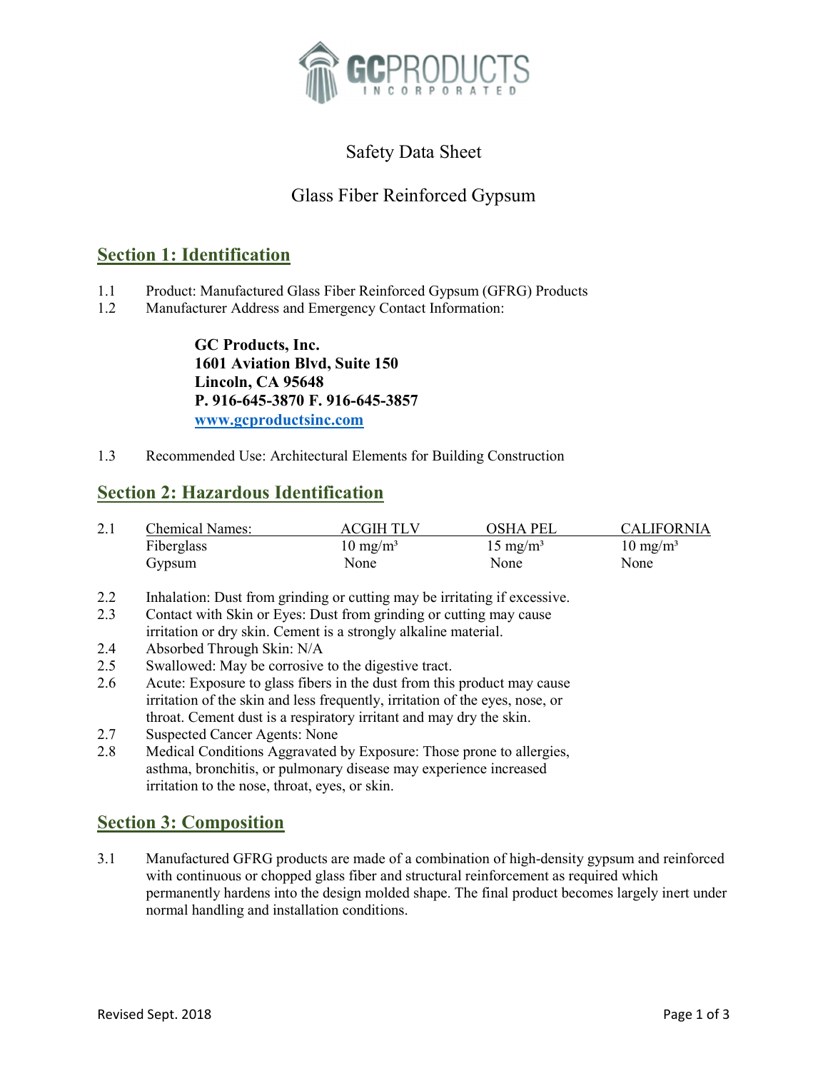# Safety Data Sheet

## Glass Fiber Reinforced Gypsum

## Section 1: Identification

1.1 Product: Manufactured Glass Fiber Reinforced Gypsum (GFRG) Products

1.2 Manufacturer Address and Emergency Contact Information:

> **GC Products, Inc.**
> **1601 Aviation Blvd, Suite 150**
> **Lincoln, CA 95648**
> **P. 916-645-3870 F. 916-645-3857**
> **www.gcproductsinc.com**

1.3 Recommended Use: Architectural Elements for Building Construction

## Section 2: Hazardous Identification

2.1

| Chemical Names: | ACGIH TLV | OSHA PEL | CALIFORNIA |
|---|---|---|---|
| Fiberglass | 10 mg/m³ | 15 mg/m³ | 10 mg/m³ |
| Gypsum | None | None | None |

2.2 Inhalation: Dust from grinding or cutting may be irritating if excessive.

2.3 Contact with Skin or Eyes: Dust from grinding or cutting may cause irritation or dry skin. Cement is a strongly alkaline material.

2.4 Absorbed Through Skin: N/A

2.5 Swallowed: May be corrosive to the digestive tract.

2.6 Acute: Exposure to glass fibers in the dust from this product may cause irritation of the skin and less frequently, irritation of the eyes, nose, or throat. Cement dust is a respiratory irritant and may dry the skin.

2.7 Suspected Cancer Agents: None

2.8 Medical Conditions Aggravated by Exposure: Those prone to allergies, asthma, bronchitis, or pulmonary disease may experience increased irritation to the nose, throat, eyes, or skin.

## Section 3: Composition

3.1 Manufactured GFRG products are made of a combination of high-density gypsum and reinforced with continuous or chopped glass fiber and structural reinforcement as required which permanently hardens into the design molded shape. The final product becomes largely inert under normal handling and installation conditions.

Revised Sept. 2018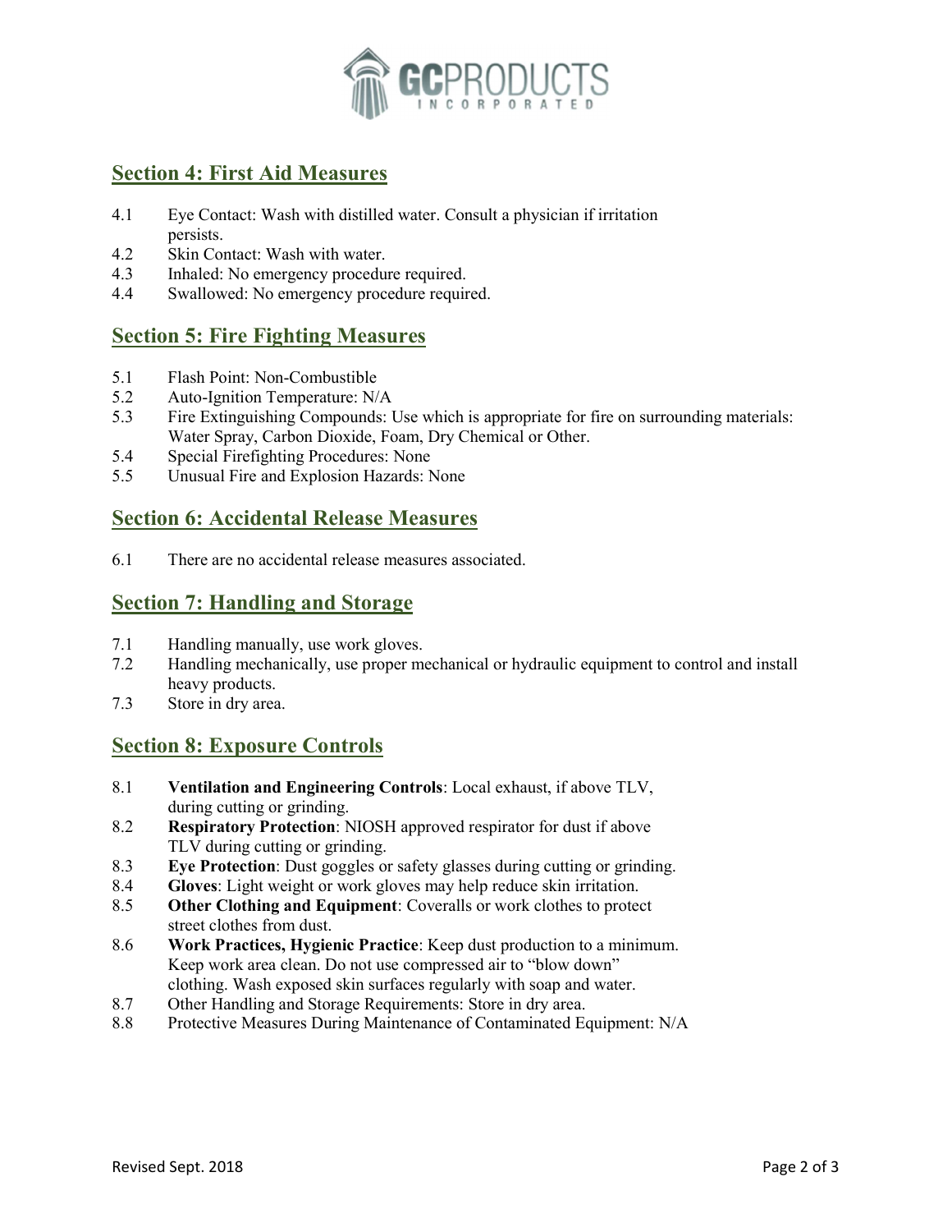## Section 4: First Aid Measures

4.1 Eye Contact: Wash with distilled water. Consult a physician if irritation persists.
4.2 Skin Contact: Wash with water.
4.3 Inhaled: No emergency procedure required.
4.4 Swallowed: No emergency procedure required.

## Section 5: Fire Fighting Measures

5.1 Flash Point: Non-Combustible
5.2 Auto-Ignition Temperature: N/A
5.3 Fire Extinguishing Compounds: Use which is appropriate for fire on surrounding materials: Water Spray, Carbon Dioxide, Foam, Dry Chemical or Other.
5.4 Special Firefighting Procedures: None
5.5 Unusual Fire and Explosion Hazards: None

## Section 6: Accidental Release Measures

6.1 There are no accidental release measures associated.

## Section 7: Handling and Storage

7.1 Handling manually, use work gloves.
7.2 Handling mechanically, use proper mechanical or hydraulic equipment to control and install heavy products.
7.3 Store in dry area.

## Section 8: Exposure Controls

8.1 **Ventilation and Engineering Controls**: Local exhaust, if above TLV, during cutting or grinding.
8.2 **Respiratory Protection**: NIOSH approved respirator for dust if above TLV during cutting or grinding.
8.3 **Eye Protection**: Dust goggles or safety glasses during cutting or grinding.
8.4 **Gloves**: Light weight or work gloves may help reduce skin irritation.
8.5 **Other Clothing and Equipment**: Coveralls or work clothes to protect street clothes from dust.
8.6 **Work Practices, Hygienic Practice**: Keep dust production to a minimum. Keep work area clean. Do not use compressed air to "blow down" clothing. Wash exposed skin surfaces regularly with soap and water.
8.7 Other Handling and Storage Requirements: Store in dry area.
8.8 Protective Measures During Maintenance of Contaminated Equipment: N/A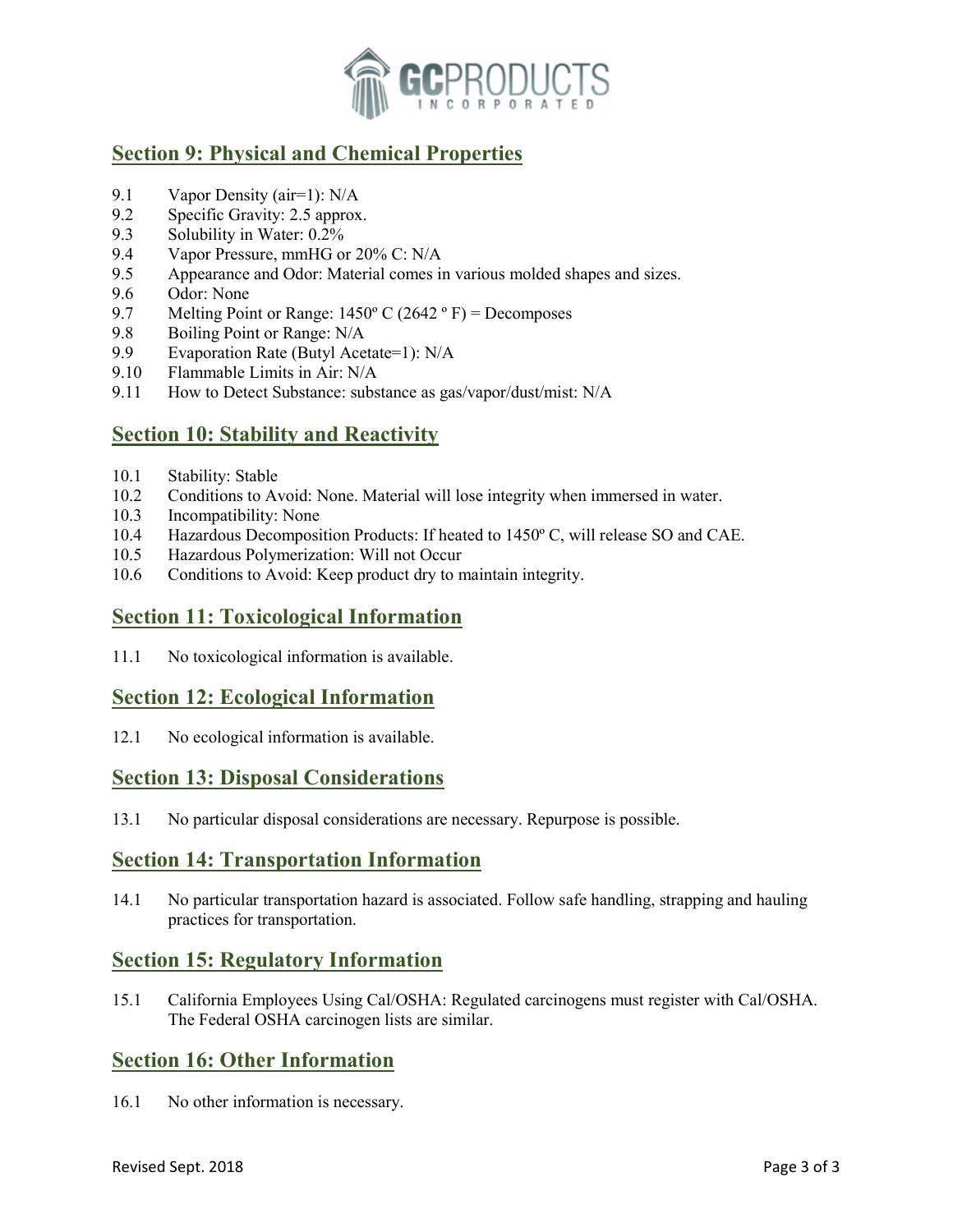## Section 9: Physical and Chemical Properties

9.1 Vapor Density (air=1): N/A
9.2 Specific Gravity: 2.5 approx.
9.3 Solubility in Water: 0.2%
9.4 Vapor Pressure, mmHG or 20% C: N/A
9.5 Appearance and Odor: Material comes in various molded shapes and sizes.
9.6 Odor: None
9.7 Melting Point or Range: 1450º C (2642 º F) = Decomposes
9.8 Boiling Point or Range: N/A
9.9 Evaporation Rate (Butyl Acetate=1): N/A
9.10 Flammable Limits in Air: N/A
9.11 How to Detect Substance: substance as gas/vapor/dust/mist: N/A

## Section 10: Stability and Reactivity

10.1 Stability: Stable
10.2 Conditions to Avoid: None. Material will lose integrity when immersed in water.
10.3 Incompatibility: None
10.4 Hazardous Decomposition Products: If heated to 1450º C, will release SO and CAE.
10.5 Hazardous Polymerization: Will not Occur
10.6 Conditions to Avoid: Keep product dry to maintain integrity.

## Section 11: Toxicological Information

11.1 No toxicological information is available.

## Section 12: Ecological Information

12.1 No ecological information is available.

## Section 13: Disposal Considerations

13.1 No particular disposal considerations are necessary. Repurpose is possible.

## Section 14: Transportation Information

14.1 No particular transportation hazard is associated. Follow safe handling, strapping and hauling practices for transportation.

## Section 15: Regulatory Information

15.1 California Employees Using Cal/OSHA: Regulated carcinogens must register with Cal/OSHA. The Federal OSHA carcinogen lists are similar.

## Section 16: Other Information

16.1 No other information is necessary.

Revised Sept. 2018